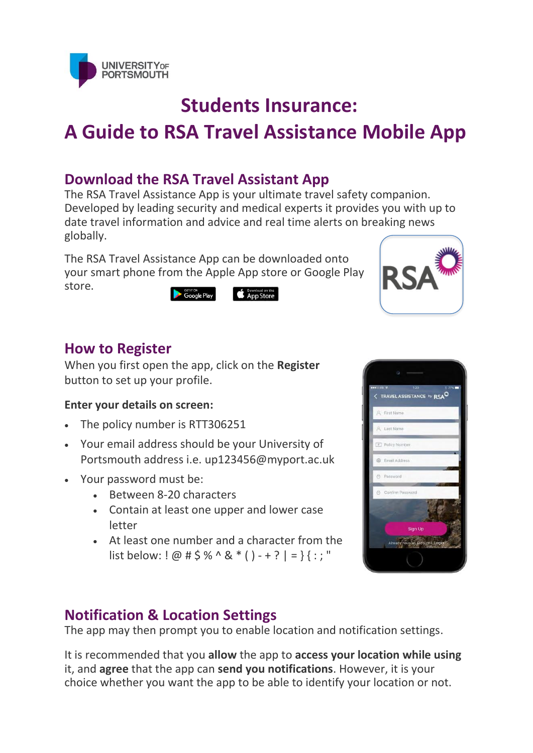# Students Insurance: A Guide to RSA Travel Assistance Mobile App

## Download the RSA Travel Assistant App

The RSA Travel Assistance App is your ultimate travel safety companion. Developed by leading security and medical experts it provides you with up to date travel information and advice and real time alerts on breaking news globally.

The RSA Travel Assistance App can be downloaded onto your smart phone from the Apple App store or Google Play store.

## How to Register

When you first open the app, click on the **Register** button to set up your profile.

**Enter your details on screen:**

- The policy number is RTT306251
- Your email address should be your University of Portsmouth address i.e. up123456@myport.ac.uk
- Your password must be:
  - Between 8-20 characters
  - Contain at least one upper and lower case letter
  - At least one number and a character from the list below: ! @ # $ % ^ & * ( ) - + ? | = } { : ; "

## Notification & Location Settings

The app may then prompt you to enable location and notification settings.

It is recommended that you **allow** the app to **access your location while using** it, and **agree** that the app can **send you notifications**. However, it is your choice whether you want the app to be able to identify your location or not.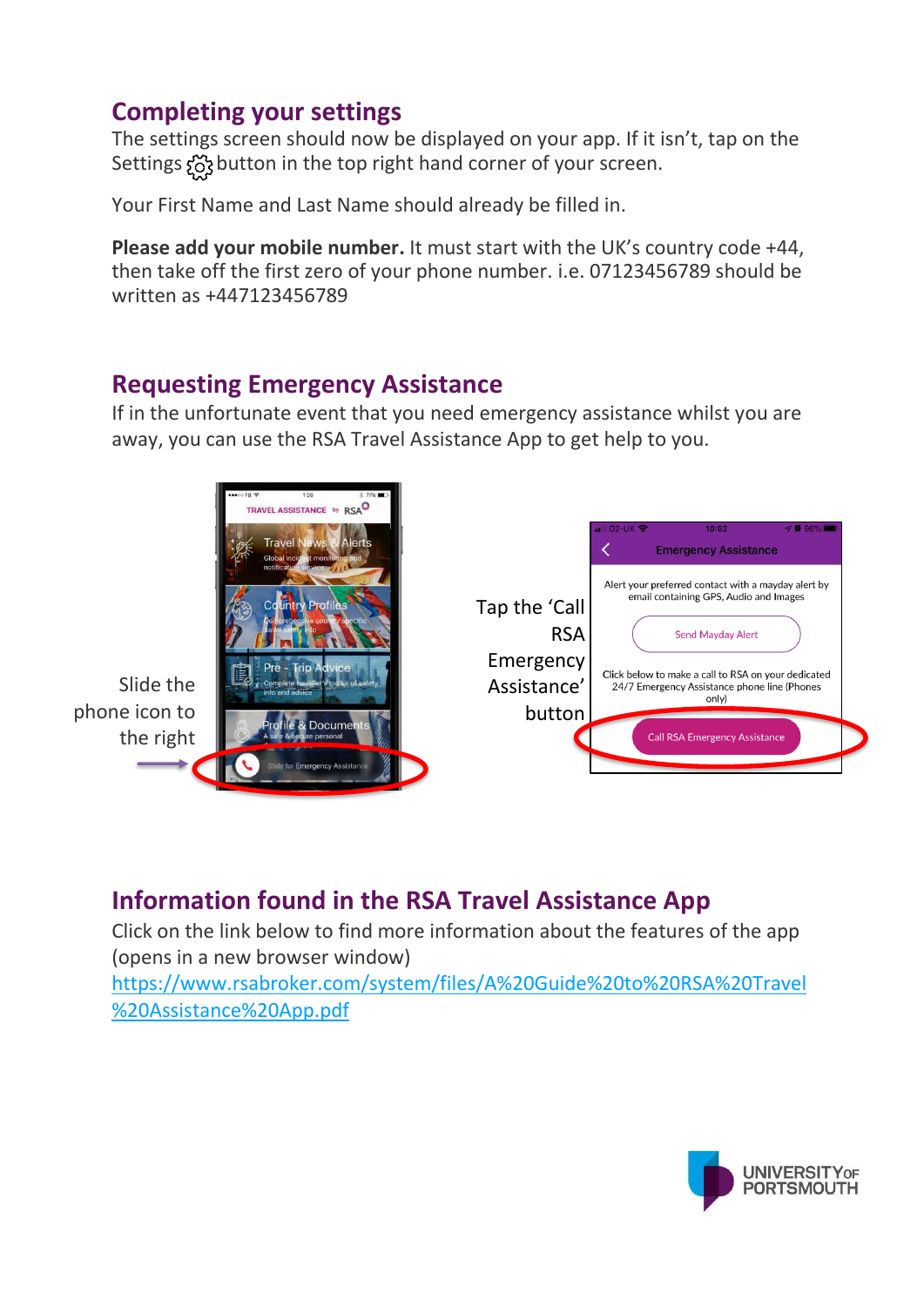## Completing your settings

The settings screen should now be displayed on your app. If it isn't, tap on the Settings button in the top right hand corner of your screen.

Your First Name and Last Name should already be filled in.

**Please add your mobile number.** It must start with the UK's country code +44, then take off the first zero of your phone number. i.e. 07123456789 should be written as +447123456789

## Requesting Emergency Assistance

If in the unfortunate event that you need emergency assistance whilst you are away, you can use the RSA Travel Assistance App to get help to you.

Slide the phone icon to the right

Tap the 'Call RSA Emergency Assistance' button

## Information found in the RSA Travel Assistance App

Click on the link below to find more information about the features of the app (opens in a new browser window)

[https://www.rsabroker.com/system/files/A%20Guide%20to%20RSA%20Travel%20Assistance%20App.pdf](https://www.rsabroker.com/system/files/A%20Guide%20to%20RSA%20Travel%20Assistance%20App.pdf)